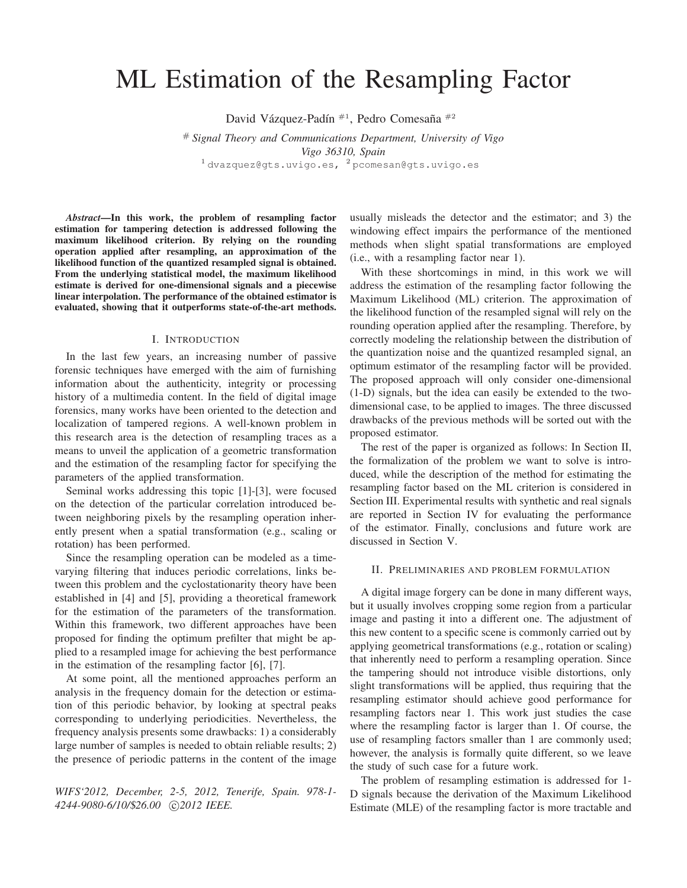# ML Estimation of the Resampling Factor

David Vázquez-Padín #1, Pedro Comesaña #2

# *Signal Theory and Communications Department, University of Vigo*
*Vigo 36310, Spain*
1 dvazquez@gts.uvigo.es, 2 pcomesan@gts.uvigo.es

***Abstract*—In this work, the problem of resampling factor estimation for tampering detection is addressed following the maximum likelihood criterion. By relying on the rounding operation applied after resampling, an approximation of the likelihood function of the quantized resampled signal is obtained. From the underlying statistical model, the maximum likelihood estimate is derived for one-dimensional signals and a piecewise linear interpolation. The performance of the obtained estimator is evaluated, showing that it outperforms state-of-the-art methods.**

## I. Introduction

In the last few years, an increasing number of passive forensic techniques have emerged with the aim of furnishing information about the authenticity, integrity or processing history of a multimedia content. In the field of digital image forensics, many works have been oriented to the detection and localization of tampered regions. A well-known problem in this research area is the detection of resampling traces as a means to unveil the application of a geometric transformation and the estimation of the resampling factor for specifying the parameters of the applied transformation.

Seminal works addressing this topic [1]-[3], were focused on the detection of the particular correlation introduced between neighboring pixels by the resampling operation inherently present when a spatial transformation (e.g., scaling or rotation) has been performed.

Since the resampling operation can be modeled as a time-varying filtering that induces periodic correlations, links between this problem and the cyclostationarity theory have been established in [4] and [5], providing a theoretical framework for the estimation of the parameters of the transformation. Within this framework, two different approaches have been proposed for finding the optimum prefilter that might be applied to a resampled image for achieving the best performance in the estimation of the resampling factor [6], [7].

At some point, all the mentioned approaches perform an analysis in the frequency domain for the detection or estimation of this periodic behavior, by looking at spectral peaks corresponding to underlying periodicities. Nevertheless, the frequency analysis presents some drawbacks: 1) a considerably large number of samples is needed to obtain reliable results; 2) the presence of periodic patterns in the content of the image usually misleads the detector and the estimator; and 3) the windowing effect impairs the performance of the mentioned methods when slight spatial transformations are employed (i.e., with a resampling factor near 1).

With these shortcomings in mind, in this work we will address the estimation of the resampling factor following the Maximum Likelihood (ML) criterion. The approximation of the likelihood function of the resampled signal will rely on the rounding operation applied after the resampling. Therefore, by correctly modeling the relationship between the distribution of the quantization noise and the quantized resampled signal, an optimum estimator of the resampling factor will be provided. The proposed approach will only consider one-dimensional (1-D) signals, but the idea can easily be extended to the two-dimensional case, to be applied to images. The three discussed drawbacks of the previous methods will be sorted out with the proposed estimator.

The rest of the paper is organized as follows: In Section II, the formalization of the problem we want to solve is introduced, while the description of the method for estimating the resampling factor based on the ML criterion is considered in Section III. Experimental results with synthetic and real signals are reported in Section IV for evaluating the performance of the estimator. Finally, conclusions and future work are discussed in Section V.

## II. Preliminaries and problem formulation

A digital image forgery can be done in many different ways, but it usually involves cropping some region from a particular image and pasting it into a different one. The adjustment of this new content to a specific scene is commonly carried out by applying geometrical transformations (e.g., rotation or scaling) that inherently need to perform a resampling operation. Since the tampering should not introduce visible distortions, only slight transformations will be applied, thus requiring that the resampling estimator should achieve good performance for resampling factors near 1. This work just studies the case where the resampling factor is larger than 1. Of course, the use of resampling factors smaller than 1 are commonly used; however, the analysis is formally quite different, so we leave the study of such case for a future work.

The problem of resampling estimation is addressed for 1-D signals because the derivation of the Maximum Likelihood Estimate (MLE) of the resampling factor is more tractable and

*WIFS'2012, December, 2-5, 2012, Tenerife, Spain. 978-1-4244-9080-6/10/$26.00 ©2012 IEEE.*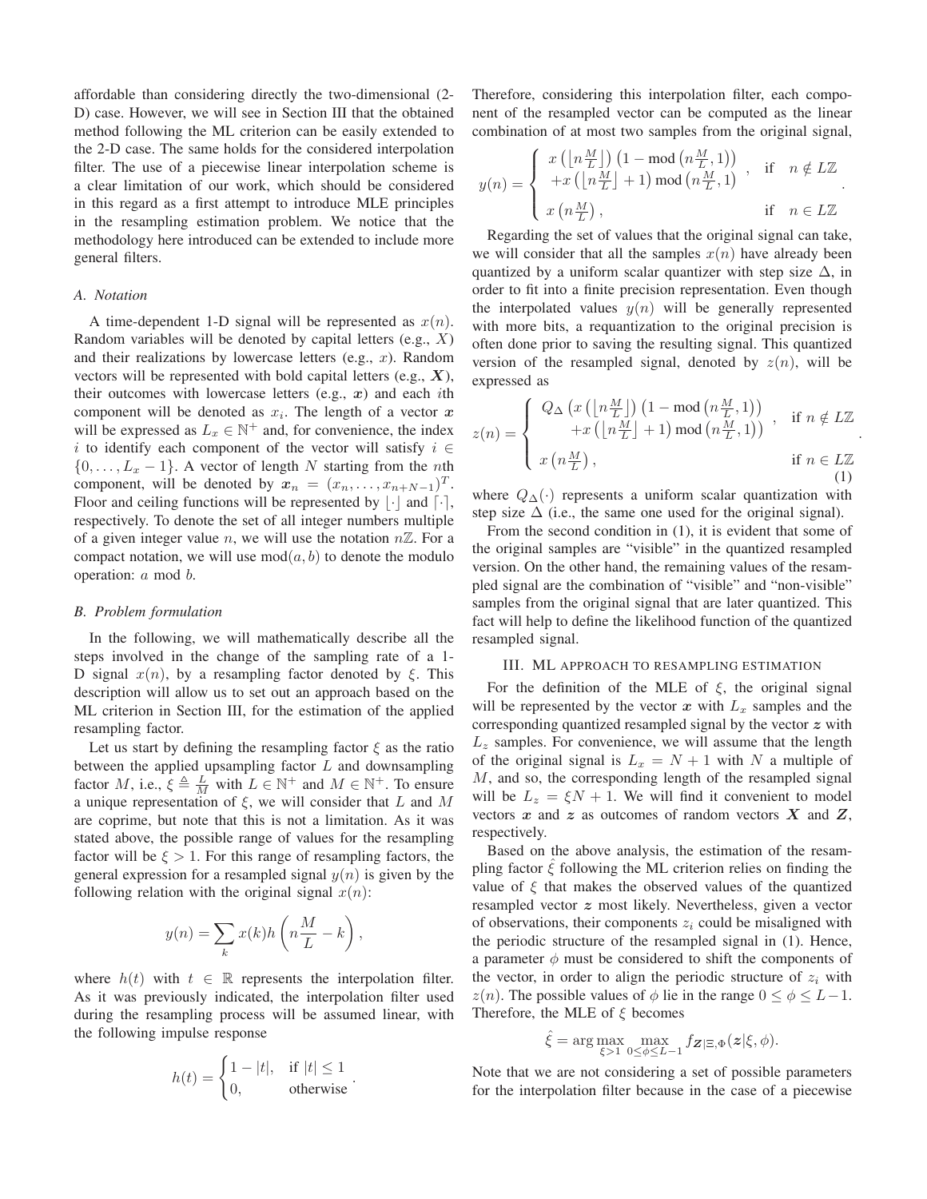affordable than considering directly the two-dimensional (2-D) case. However, we will see in Section III that the obtained method following the ML criterion can be easily extended to the 2-D case. The same holds for the considered interpolation filter. The use of a piecewise linear interpolation scheme is a clear limitation of our work, which should be considered in this regard as a first attempt to introduce MLE principles in the resampling estimation problem. We notice that the methodology here introduced can be extended to include more general filters.

### A. Notation

A time-dependent 1-D signal will be represented as $x(n)$. Random variables will be denoted by capital letters (e.g., $X$) and their realizations by lowercase letters (e.g., $x$). Random vectors will be represented with bold capital letters (e.g., $\boldsymbol{X}$), their outcomes with lowercase letters (e.g., $\boldsymbol{x}$) and each $i$th component will be denoted as $x_i$. The length of a vector $\boldsymbol{x}$ will be expressed as $L_x \in \mathbb{N}^+$ and, for convenience, the index $i$ to identify each component of the vector will satisfy $i \in \{0, \dots, L_x - 1\}$. A vector of length $N$ starting from the $n$th component, will be denoted by $\boldsymbol{x}_n = (x_n, \dots, x_{n+N-1})^T$. Floor and ceiling functions will be represented by $\lfloor \cdot \rfloor$ and $\lceil \cdot \rceil$, respectively. To denote the set of all integer numbers multiple of a given integer value $n$, we will use the notation $n\mathbb{Z}$. For a compact notation, we will use $\text{mod}(a, b)$ to denote the modulo operation: $a$ mod $b$.

### B. Problem formulation

In the following, we will mathematically describe all the steps involved in the change of the sampling rate of a 1-D signal $x(n)$, by a resampling factor denoted by $\xi$. This description will allow us to set out an approach based on the ML criterion in Section III, for the estimation of the applied resampling factor.

Let us start by defining the resampling factor $\xi$ as the ratio between the applied upsampling factor $L$ and downsampling factor $M$, i.e., $\xi \triangleq \frac{L}{M}$ with $L \in \mathbb{N}^+$ and $M \in \mathbb{N}^+$. To ensure a unique representation of $\xi$, we will consider that $L$ and $M$ are coprime, but note that this is not a limitation. As it was stated above, the possible range of values for the resampling factor will be $\xi > 1$. For this range of resampling factors, the general expression for a resampled signal $y(n)$ is given by the following relation with the original signal $x(n)$:

$$y(n) = \sum_k x(k) h\left(n\frac{M}{L} - k\right),$$

where $h(t)$ with $t \in \mathbb{R}$ represents the interpolation filter. As it was previously indicated, the interpolation filter used during the resampling process will be assumed linear, with the following impulse response

$$h(t) = \begin{cases} 1 - |t|, & \text{if } |t| \leq 1 \\ 0, & \text{otherwise} \end{cases}.$$

Therefore, considering this interpolation filter, each component of the resampled vector can be computed as the linear combination of at most two samples from the original signal,

$$y(n) = \begin{cases} x\left(\lfloor n\frac{M}{L} \rfloor\right)\left(1 - \text{mod}\left(n\frac{M}{L}, 1\right)\right) \\ \quad + x\left(\lfloor n\frac{M}{L} \rfloor + 1\right)\text{mod}\left(n\frac{M}{L}, 1\right) & , \quad \text{if} \quad n \notin L\mathbb{Z} \\ x\left(n\frac{M}{L}\right), & \quad \text{if} \quad n \in L\mathbb{Z} \end{cases}.$$

Regarding the set of values that the original signal can take, we will consider that all the samples $x(n)$ have already been quantized by a uniform scalar quantizer with step size $\Delta$, in order to fit into a finite precision representation. Even though the interpolated values $y(n)$ will be generally represented with more bits, a requantization to the original precision is often done prior to saving the resulting signal. This quantized version of the resampled signal, denoted by $z(n)$, will be expressed as

$$z(n) = \begin{cases} Q_\Delta\left(x\left(\lfloor n\frac{M}{L} \rfloor\right)\left(1 - \text{mod}\left(n\frac{M}{L}, 1\right)\right) \right. \\ \quad \left. + x\left(\lfloor n\frac{M}{L} \rfloor + 1\right)\text{mod}\left(n\frac{M}{L}, 1\right)\right) & , \quad \text{if } n \notin L\mathbb{Z} \\ x\left(n\frac{M}{L}\right), & \quad \text{if } n \in L\mathbb{Z} \end{cases}. \tag{1}$$

where $Q_\Delta(\cdot)$ represents a uniform scalar quantization with step size $\Delta$ (i.e., the same one used for the original signal).

From the second condition in (1), it is evident that some of the original samples are "visible" in the quantized resampled version. On the other hand, the remaining values of the resampled signal are the combination of "visible" and "non-visible" samples from the original signal that are later quantized. This fact will help to define the likelihood function of the quantized resampled signal.

## III. ML APPROACH TO RESAMPLING ESTIMATION

For the definition of the MLE of $\xi$, the original signal will be represented by the vector $\boldsymbol{x}$ with $L_x$ samples and the corresponding quantized resampled signal by the vector $\boldsymbol{z}$ with $L_z$ samples. For convenience, we will assume that the length of the original signal is $L_x = N + 1$ with $N$ a multiple of $M$, and so, the corresponding length of the resampled signal will be $L_z = \xi N + 1$. We will find it convenient to model vectors $\boldsymbol{x}$ and $\boldsymbol{z}$ as outcomes of random vectors $\boldsymbol{X}$ and $\boldsymbol{Z}$, respectively.

Based on the above analysis, the estimation of the resampling factor $\hat{\xi}$ following the ML criterion relies on finding the value of $\xi$ that makes the observed values of the quantized resampled vector $\boldsymbol{z}$ most likely. Nevertheless, given a vector of observations, their components $z_i$ could be misaligned with the periodic structure of the resampled signal in (1). Hence, a parameter $\phi$ must be considered to shift the components of the vector, in order to align the periodic structure of $z_i$ with $z(n)$. The possible values of $\phi$ lie in the range $0 \leq \phi \leq L-1$. Therefore, the MLE of $\xi$ becomes

$$\hat{\xi} = \arg\max_{\xi > 1} \max_{0 \leq \phi \leq L-1} f_{\boldsymbol{Z}|\Xi,\Phi}(\boldsymbol{z}|\xi, \phi).$$

Note that we are not considering a set of possible parameters for the interpolation filter because in the case of a piecewise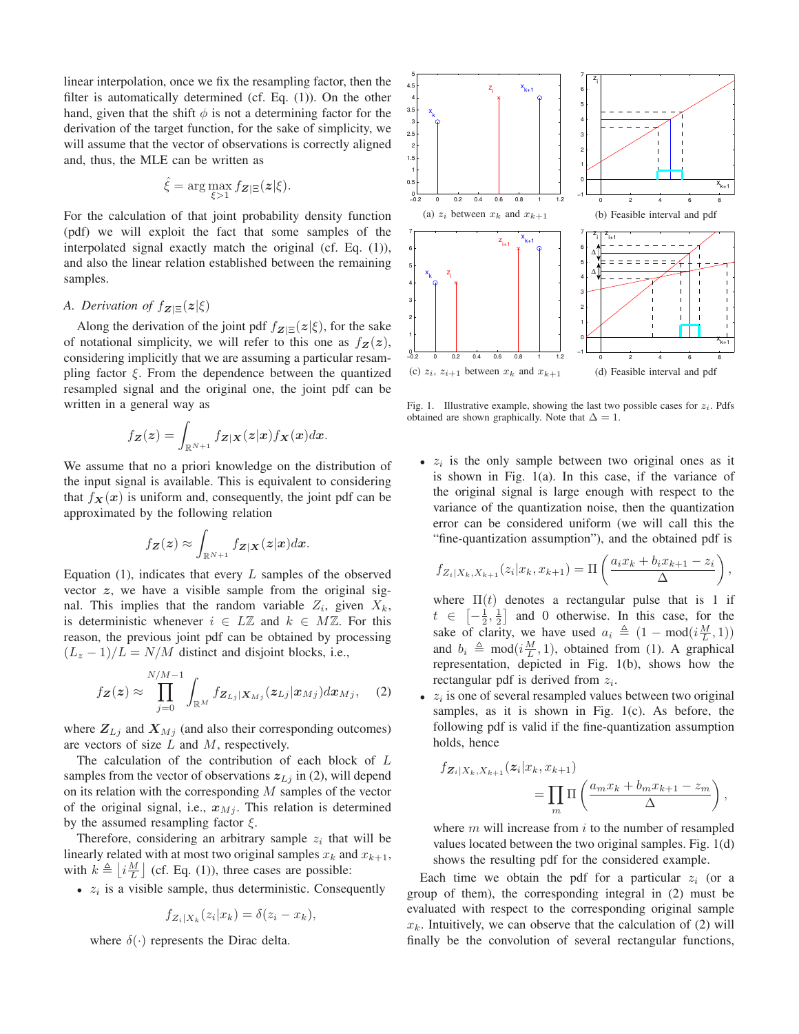linear interpolation, once we fix the resampling factor, then the filter is automatically determined (cf. Eq. (1)). On the other hand, given that the shift $\phi$ is not a determining factor for the derivation of the target function, for the sake of simplicity, we will assume that the vector of observations is correctly aligned and, thus, the MLE can be written as

$$\hat{\xi} = \arg\max_{\xi > 1} f_{\boldsymbol{Z}|\Xi}(\boldsymbol{z}|\xi).$$

For the calculation of that joint probability density function (pdf) we will exploit the fact that some samples of the interpolated signal exactly match the original (cf. Eq. (1)), and also the linear relation established between the remaining samples.

### A. Derivation of $f_{\boldsymbol{Z}|\Xi}(\boldsymbol{z}|\xi)$

Along the derivation of the joint pdf $f_{\boldsymbol{Z}|\Xi}(\boldsymbol{z}|\xi)$, for the sake of notational simplicity, we will refer to this one as $f_{\boldsymbol{Z}}(\boldsymbol{z})$, considering implicitly that we are assuming a particular resampling factor $\xi$. From the dependence between the quantized resampled signal and the original one, the joint pdf can be written in a general way as

$$f_{\boldsymbol{Z}}(\boldsymbol{z}) = \int_{\mathbb{R}^{N+1}} f_{\boldsymbol{Z}|\boldsymbol{X}}(\boldsymbol{z}|\boldsymbol{x}) f_{\boldsymbol{X}}(\boldsymbol{x}) d\boldsymbol{x}.$$

We assume that no a priori knowledge on the distribution of the input signal is available. This is equivalent to considering that $f_{\boldsymbol{X}}(\boldsymbol{x})$ is uniform and, consequently, the joint pdf can be approximated by the following relation

$$f_{\boldsymbol{Z}}(\boldsymbol{z}) \approx \int_{\mathbb{R}^{N+1}} f_{\boldsymbol{Z}|\boldsymbol{X}}(\boldsymbol{z}|\boldsymbol{x}) d\boldsymbol{x}.$$

Equation (1), indicates that every $L$ samples of the observed vector $\boldsymbol{z}$, we have a visible sample from the original signal. This implies that the random variable $Z_i$, given $X_k$, is deterministic whenever $i \in L\mathbb{Z}$ and $k \in M\mathbb{Z}$. For this reason, the previous joint pdf can be obtained by processing $(L_z - 1)/L = N/M$ distinct and disjoint blocks, i.e.,

$$f_{\boldsymbol{Z}}(\boldsymbol{z}) \approx \prod_{j=0}^{N/M-1} \int_{\mathbb{R}^M} f_{\boldsymbol{Z}_{Lj}|\boldsymbol{X}_{Mj}}(\boldsymbol{z}_{Lj}|\boldsymbol{x}_{Mj}) d\boldsymbol{x}_{Mj}, \quad (2)$$

where $\boldsymbol{Z}_{Lj}$ and $\boldsymbol{X}_{Mj}$ (and also their corresponding outcomes) are vectors of size $L$ and $M$, respectively.

The calculation of the contribution of each block of $L$ samples from the vector of observations $\boldsymbol{z}_{Lj}$ in (2), will depend on its relation with the corresponding $M$ samples of the vector of the original signal, i.e., $\boldsymbol{x}_{Mj}$. This relation is determined by the assumed resampling factor $\xi$.

Therefore, considering an arbitrary sample $z_i$ that will be linearly related with at most two original samples $x_k$ and $x_{k+1}$, with $k \triangleq \left\lfloor i\frac{M}{L} \right\rfloor$ (cf. Eq. (1)), three cases are possible:

- $z_i$ is a visible sample, thus deterministic. Consequently

$$f_{Z_i|X_k}(z_i|x_k) = \delta(z_i - x_k),$$

where $\delta(\cdot)$ represents the Dirac delta.

- $z_i$ is the only sample between two original ones as it is shown in Fig. 1(a). In this case, if the variance of the original signal is large enough with respect to the variance of the quantization noise, then the quantization error can be considered uniform (we will call this the "fine-quantization assumption"), and the obtained pdf is

$$f_{Z_i|X_k,X_{k+1}}(z_i|x_k, x_{k+1}) = \Pi\left(\frac{a_i x_k + b_i x_{k+1} - z_i}{\Delta}\right),$$

where $\Pi(t)$ denotes a rectangular pulse that is 1 if $t \in \left[-\frac{1}{2}, \frac{1}{2}\right]$ and 0 otherwise. In this case, for the sake of clarity, we have used $a_i \triangleq (1 - \mathrm{mod}(i\frac{M}{L}, 1))$ and $b_i \triangleq \mathrm{mod}(i\frac{M}{L}, 1)$, obtained from (1). A graphical representation, depicted in Fig. 1(b), shows how the rectangular pdf is derived from $z_i$.

- $z_i$ is one of several resampled values between two original samples, as it is shown in Fig. 1(c). As before, the following pdf is valid if the fine-quantization assumption holds, hence

$$f_{\boldsymbol{Z}_i|X_k,X_{k+1}}(\boldsymbol{z}_i|x_k, x_{k+1}) = \prod_m \Pi\left(\frac{a_m x_k + b_m x_{k+1} - z_m}{\Delta}\right),$$

where $m$ will increase from $i$ to the number of resampled values located between the two original samples. Fig. 1(d) shows the resulting pdf for the considered example.

Fig. 1. Illustrative example, showing the last two possible cases for $z_i$. Pdfs obtained are shown graphically. Note that $\Delta = 1$. (a) $z_i$ between $x_k$ and $x_{k+1}$ (b) Feasible interval and pdf (c) $z_i$, $z_{i+1}$ between $x_k$ and $x_{k+1}$ (d) Feasible interval and pdf

Each time we obtain the pdf for a particular $z_i$ (or a group of them), the corresponding integral in (2) must be evaluated with respect to the corresponding original sample $x_k$. Intuitively, we can observe that the calculation of (2) will finally be the convolution of several rectangular functions,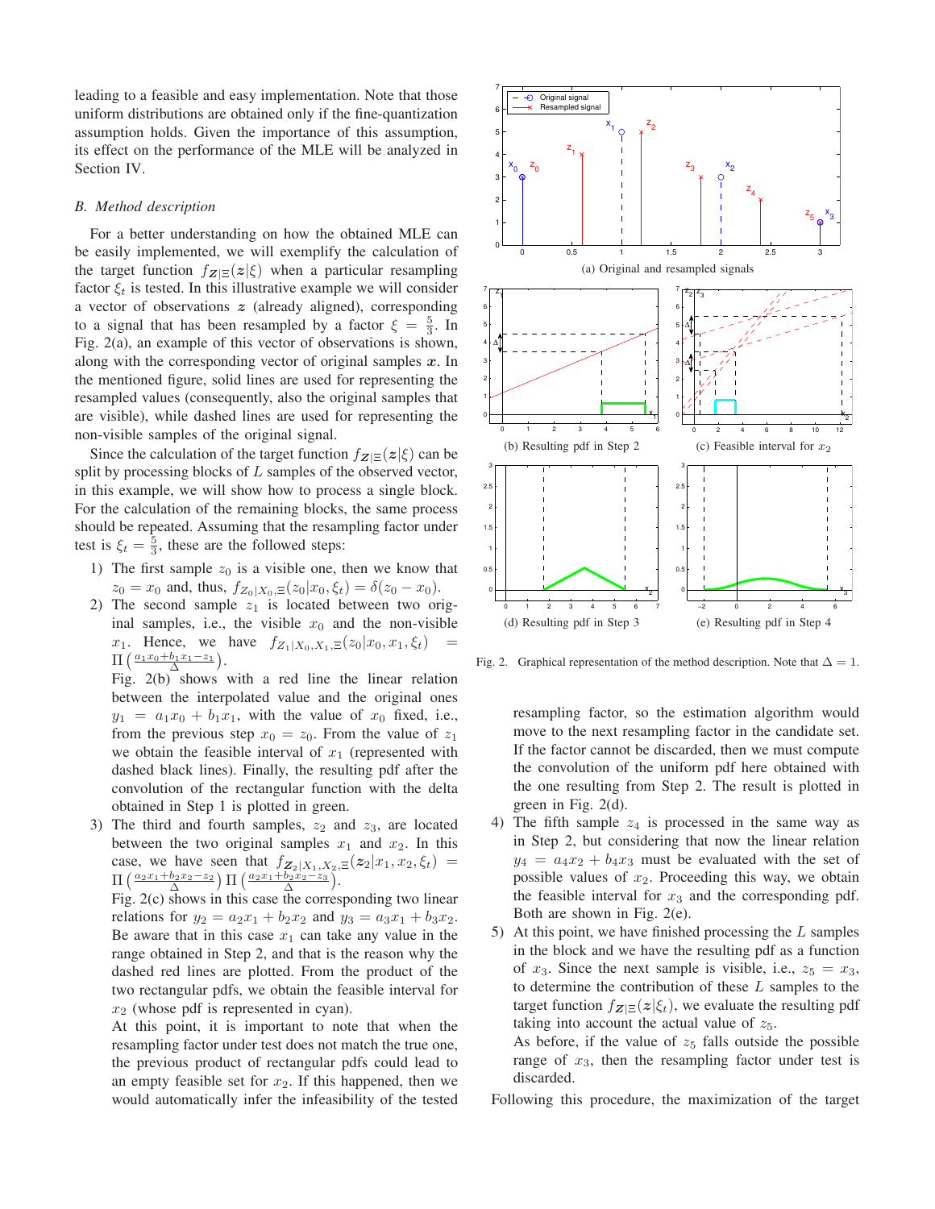leading to a feasible and easy implementation. Note that those uniform distributions are obtained only if the fine-quantization assumption holds. Given the importance of this assumption, its effect on the performance of the MLE will be analyzed in Section IV.

### B. Method description

For a better understanding on how the obtained MLE can be easily implemented, we will exemplify the calculation of the target function $f_{\boldsymbol{Z}|\Xi}(\boldsymbol{z}|\xi)$ when a particular resampling factor $\xi_t$ is tested. In this illustrative example we will consider a vector of observations $\boldsymbol{z}$ (already aligned), corresponding to a signal that has been resampled by a factor $\xi = \frac{5}{3}$. In Fig. 2(a), an example of this vector of observations is shown, along with the corresponding vector of original samples $\boldsymbol{x}$. In the mentioned figure, solid lines are used for representing the resampled values (consequently, also the original samples that are visible), while dashed lines are used for representing the non-visible samples of the original signal.

Since the calculation of the target function $f_{\boldsymbol{Z}|\Xi}(\boldsymbol{z}|\xi)$ can be split by processing blocks of $L$ samples of the observed vector, in this example, we will show how to process a single block. For the calculation of the remaining blocks, the same process should be repeated. Assuming that the resampling factor under test is $\xi_t = \frac{5}{3}$, these are the followed steps:

1) The first sample $z_0$ is a visible one, then we know that $z_0 = x_0$ and, thus, $f_{Z_0|X_0,\Xi}(z_0|x_0,\xi_t) = \delta(z_0 - x_0)$.
2) The second sample $z_1$ is located between two original samples, i.e., the visible $x_0$ and the non-visible $x_1$. Hence, we have $f_{Z_1|X_0,X_1,\Xi}(z_0|x_0,x_1,\xi_t) = \Pi\left(\frac{a_1x_0+b_1x_1-z_1}{\Delta}\right)$.
Fig. 2(b) shows with a red line the linear relation between the interpolated value and the original ones $y_1 = a_1x_0 + b_1x_1$, with the value of $x_0$ fixed, i.e., from the previous step $x_0 = z_0$. From the value of $z_1$ we obtain the feasible interval of $x_1$ (represented with dashed black lines). Finally, the resulting pdf after the convolution of the rectangular function with the delta obtained in Step 1 is plotted in green.
3) The third and fourth samples, $z_2$ and $z_3$, are located between the two original samples $x_1$ and $x_2$. In this case, we have seen that $f_{\boldsymbol{Z}_2|X_1,X_2,\Xi}(\boldsymbol{z}_2|x_1,x_2,\xi_t) = \Pi\left(\frac{a_2x_1+b_2x_2-z_2}{\Delta}\right)\Pi\left(\frac{a_3x_1+b_3x_2-z_3}{\Delta}\right)$.
Fig. 2(c) shows in this case the corresponding two linear relations for $y_2 = a_2x_1 + b_2x_2$ and $y_3 = a_3x_1 + b_3x_2$. Be aware that in this case $x_1$ can take any value in the range obtained in Step 2, and that is the reason why the dashed red lines are plotted. From the product of the two rectangular pdfs, we obtain the feasible interval for $x_2$ (whose pdf is represented in cyan).
At this point, it is important to note that when the resampling factor under test does not match the true one, the previous product of rectangular pdfs could lead to an empty feasible set for $x_2$. If this happened, then we would automatically infer the infeasibility of the tested resampling factor, so the estimation algorithm would move to the next resampling factor in the candidate set. If the factor cannot be discarded, then we must compute the convolution of the uniform pdf here obtained with the one resulting from Step 2. The result is plotted in green in Fig. 2(d).
4) The fifth sample $z_4$ is processed in the same way as in Step 2, but considering that now the linear relation $y_4 = a_4x_2 + b_4x_3$ must be evaluated with the set of possible values of $x_2$. Proceeding this way, we obtain the feasible interval for $x_3$ and the corresponding pdf. Both are shown in Fig. 2(e).
5) At this point, we have finished processing the $L$ samples in the block and we have the resulting pdf as a function of $x_3$. Since the next sample is visible, i.e., $z_5 = x_3$, to determine the contribution of these $L$ samples to the target function $f_{\boldsymbol{Z}|\Xi}(\boldsymbol{z}|\xi_t)$, we evaluate the resulting pdf taking into account the actual value of $z_5$.
As before, if the value of $z_5$ falls outside the possible range of $x_3$, then the resampling factor under test is discarded.

(a) Original and resampled signals

(b) Resulting pdf in Step 2

(c) Feasible interval for $x_2$

(d) Resulting pdf in Step 3

(e) Resulting pdf in Step 4

Fig. 2. Graphical representation of the method description. Note that $\Delta = 1$.

Following this procedure, the maximization of the target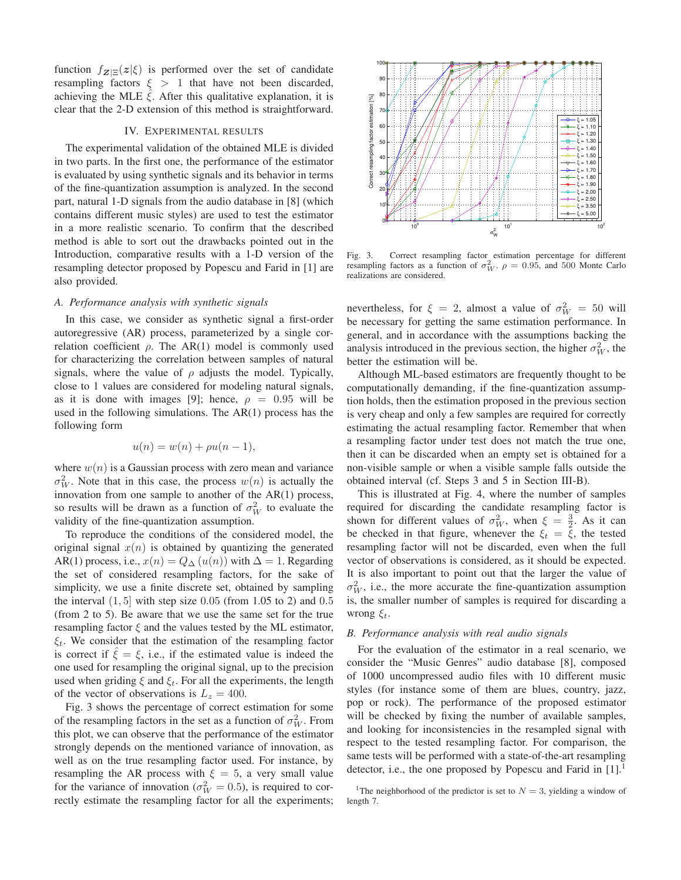function $f_{\boldsymbol{Z}|\Xi}(\boldsymbol{z}|\xi)$ is performed over the set of candidate resampling factors $\xi > 1$ that have not been discarded, achieving the MLE $\hat{\xi}$. After this qualitative explanation, it is clear that the 2-D extension of this method is straightforward.

## IV. Experimental results

The experimental validation of the obtained MLE is divided in two parts. In the first one, the performance of the estimator is evaluated by using synthetic signals and its behavior in terms of the fine-quantization assumption is analyzed. In the second part, natural 1-D signals from the audio database in [8] (which contains different music styles) are used to test the estimator in a more realistic scenario. To confirm that the described method is able to sort out the drawbacks pointed out in the Introduction, comparative results with a 1-D version of the resampling detector proposed by Popescu and Farid in [1] are also provided.

### A. Performance analysis with synthetic signals

In this case, we consider as synthetic signal a first-order autoregressive (AR) process, parameterized by a single correlation coefficient $\rho$. The AR(1) model is commonly used for characterizing the correlation between samples of natural signals, where the value of $\rho$ adjusts the model. Typically, close to 1 values are considered for modeling natural signals, as it is done with images [9]; hence, $\rho = 0.95$ will be used in the following simulations. The AR(1) process has the following form

$$u(n) = w(n) + \rho u(n-1),$$

where $w(n)$ is a Gaussian process with zero mean and variance $\sigma_W^2$. Note that in this case, the process $w(n)$ is actually the innovation from one sample to another of the AR(1) process, so results will be drawn as a function of $\sigma_W^2$ to evaluate the validity of the fine-quantization assumption.

To reproduce the conditions of the considered model, the original signal $x(n)$ is obtained by quantizing the generated AR(1) process, i.e., $x(n) = Q_\Delta(u(n))$ with $\Delta = 1$. Regarding the set of considered resampling factors, for the sake of simplicity, we use a finite discrete set, obtained by sampling the interval $(1, 5]$ with step size $0.05$ (from 1.05 to 2) and $0.5$ (from 2 to 5). Be aware that we use the same set for the true resampling factor $\xi$ and the values tested by the ML estimator, $\xi_t$. We consider that the estimation of the resampling factor is correct if $\hat{\xi} = \xi$, i.e., if the estimated value is indeed the one used for resampling the original signal, up to the precision used when griding $\xi$ and $\xi_t$. For all the experiments, the length of the vector of observations is $L_z = 400$.

Fig. 3 shows the percentage of correct estimation for some of the resampling factors in the set as a function of $\sigma_W^2$. From this plot, we can observe that the performance of the estimator strongly depends on the mentioned variance of innovation, as well as on the true resampling factor used. For instance, by resampling the AR process with $\xi = 5$, a very small value for the variance of innovation ($\sigma_W^2 = 0.5$), is required to correctly estimate the resampling factor for all the experiments; nevertheless, for $\xi = 2$, almost a value of $\sigma_W^2 = 50$ will be necessary for getting the same estimation performance. In general, and in accordance with the assumptions backing the analysis introduced in the previous section, the higher $\sigma_W^2$, the better the estimation will be.

Fig. 3. Correct resampling factor estimation percentage for different resampling factors as a function of $\sigma_W^2$. $\rho = 0.95$, and 500 Monte Carlo realizations are considered.

Although ML-based estimators are frequently thought to be computationally demanding, if the fine-quantization assumption holds, then the estimation proposed in the previous section is very cheap and only a few samples are required for correctly estimating the actual resampling factor. Remember that when a resampling factor under test does not match the true one, then it can be discarded when an empty set is obtained for a non-visible sample or when a visible sample falls outside the obtained interval (cf. Steps 3 and 5 in Section III-B).

This is illustrated at Fig. 4, where the number of samples required for discarding the candidate resampling factor is shown for different values of $\sigma_W^2$, when $\xi = \frac{3}{2}$. As it can be checked in that figure, whenever the $\xi_t = \xi$, the tested resampling factor will not be discarded, even when the full vector of observations is considered, as it should be expected. It is also important to point out that the larger the value of $\sigma_W^2$, i.e., the more accurate the fine-quantization assumption is, the smaller number of samples is required for discarding a wrong $\xi_t$.

### B. Performance analysis with real audio signals

For the evaluation of the estimator in a real scenario, we consider the "Music Genres" audio database [8], composed of 1000 uncompressed audio files with 10 different music styles (for instance some of them are blues, country, jazz, pop or rock). The performance of the proposed estimator will be checked by fixing the number of available samples, and looking for inconsistencies in the resampled signal with respect to the tested resampling factor. For comparison, the same tests will be performed with a state-of-the-art resampling detector, i.e., the one proposed by Popescu and Farid in [1].[1]

[1] The neighborhood of the predictor is set to $N = 3$, yielding a window of length 7.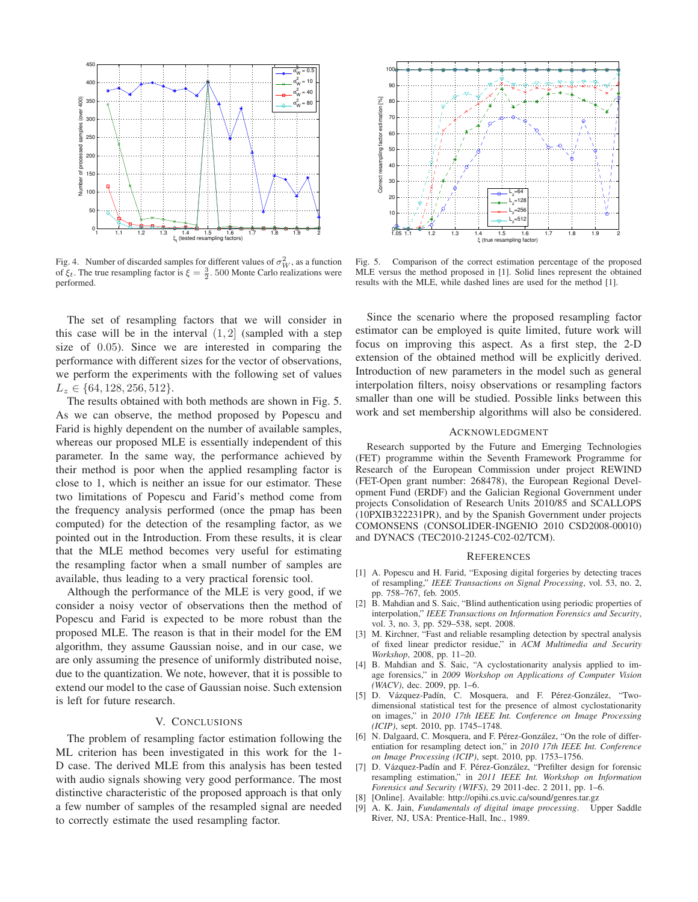450

400

350

300

250

200

150

100

50

0

Number of processed samples (over 400)

1 1.1 1.2 1.3 1.4 1.5 1.6 1.7 1.8 1.9 2

$\xi_t$ (tested resampling factors)

$\sigma_W^2 = 0.5$

$\sigma_W^2 = 10$

$\sigma_W^2 = 40$

$\sigma_W^2 = 80$

Fig. 4. Number of discarded samples for different values of $\sigma_W^2$, as a function of $\xi_t$. The true resampling factor is $\xi = \frac{3}{2}$. 500 Monte Carlo realizations were performed.

100

90

80

70

60

50

40

30

20

10

0

Correct resampling factor estimation [%]

1.05 1.1 1.2 1.3 1.4 1.5 1.6 1.7 1.8 1.9 2

$\xi$ (true resampling factor)

$L_z$=64

$L_z$=128

$L_z$=256

$L_z$=512

Fig. 5. Comparison of the correct estimation percentage of the proposed MLE versus the method proposed in [1]. Solid lines represent the obtained results with the MLE, while dashed lines are used for the method [1].

The set of resampling factors that we will consider in this case will be in the interval $(1, 2]$ (sampled with a step size of $0.05$). Since we are interested in comparing the performance with different sizes for the vector of observations, we perform the experiments with the following set of values $L_z \in \{64, 128, 256, 512\}$.

The results obtained with both methods are shown in Fig. 5. As we can observe, the method proposed by Popescu and Farid is highly dependent on the number of available samples, whereas our proposed MLE is essentially independent of this parameter. In the same way, the performance achieved by their method is poor when the applied resampling factor is close to 1, which is neither an issue for our estimator. These two limitations of Popescu and Farid's method come from the frequency analysis performed (once the pmap has been computed) for the detection of the resampling factor, as we pointed out in the Introduction. From these results, it is clear that the MLE method becomes very useful for estimating the resampling factor when a small number of samples are available, thus leading to a very practical forensic tool.

Although the performance of the MLE is very good, if we consider a noisy vector of observations then the method of Popescu and Farid is expected to be more robust than the proposed MLE. The reason is that in their model for the EM algorithm, they assume Gaussian noise, and in our case, we are only assuming the presence of uniformly distributed noise, due to the quantization. We note, however, that it is possible to extend our model to the case of Gaussian noise. Such extension is left for future research.

## V. Conclusions

The problem of resampling factor estimation following the ML criterion has been investigated in this work for the 1-D case. The derived MLE from this analysis has been tested with audio signals showing very good performance. The most distinctive characteristic of the proposed approach is that only a few number of samples of the resampled signal are needed to correctly estimate the used resampling factor.

Since the scenario where the proposed resampling factor estimator can be employed is quite limited, future work will focus on improving this aspect. As a first step, the 2-D extension of the obtained method will be explicitly derived. Introduction of new parameters in the model such as general interpolation filters, noisy observations or resampling factors smaller than one will be studied. Possible links between this work and set membership algorithms will also be considered.

## Acknowledgment

Research supported by the Future and Emerging Technologies (FET) programme within the Seventh Framework Programme for Research of the European Commission under project REWIND (FET-Open grant number: 268478), the European Regional Development Fund (ERDF) and the Galician Regional Government under projects Consolidation of Research Units 2010/85 and SCALLOPS (10PXIB322231PR), and by the Spanish Government under projects COMONSENS (CONSOLIDER-INGENIO 2010 CSD2008-00010) and DYNACS (TEC2010-21245-C02-02/TCM).

## References

[1] A. Popescu and H. Farid, "Exposing digital forgeries by detecting traces of resampling," *IEEE Transactions on Signal Processing*, vol. 53, no. 2, pp. 758–767, feb. 2005.

[2] B. Mahdian and S. Saic, "Blind authentication using periodic properties of interpolation," *IEEE Transactions on Information Forensics and Security*, vol. 3, no. 3, pp. 529–538, sept. 2008.

[3] M. Kirchner, "Fast and reliable resampling detection by spectral analysis of fixed linear predictor residue," in *ACM Multimedia and Security Workshop*, 2008, pp. 11–20.

[4] B. Mahdian and S. Saic, "A cyclostationarity analysis applied to image forensics," in *2009 Workshop on Applications of Computer Vision (WACV)*, dec. 2009, pp. 1–6.

[5] D. Vázquez-Padín, C. Mosquera, and F. Pérez-González, "Two-dimensional statistical test for the presence of almost cyclostationarity on images," in *2010 17th IEEE Int. Conference on Image Processing (ICIP)*, sept. 2010, pp. 1745–1748.

[6] N. Dalgaard, C. Mosquera, and F. Pérez-González, "On the role of differentiation for resampling detect ion," in *2010 17th IEEE Int. Conference on Image Processing (ICIP)*, sept. 2010, pp. 1753–1756.

[7] D. Vázquez-Padín and F. Pérez-González, "Prefilter design for forensic resampling estimation," in *2011 IEEE Int. Workshop on Information Forensics and Security (WIFS)*, 29 2011-dec. 2 2011, pp. 1–6.

[8] [Online]. Available: http://opihi.cs.uvic.ca/sound/genres.tar.gz

[9] A. K. Jain, *Fundamentals of digital image processing*. Upper Saddle River, NJ, USA: Prentice-Hall, Inc., 1989.